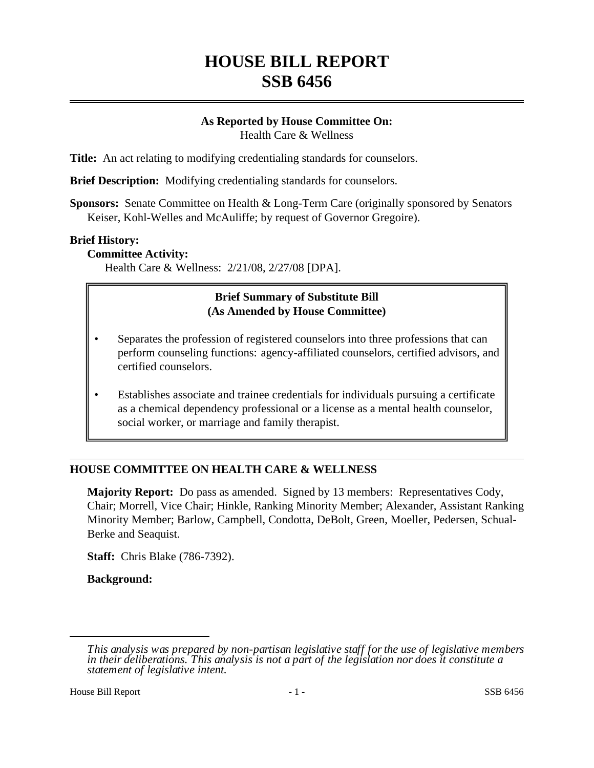# HOUSE BILL REPORT
# SSB 6456

**As Reported by House Committee On:**
Health Care & Wellness

**Title:** An act relating to modifying credentialing standards for counselors.

**Brief Description:** Modifying credentialing standards for counselors.

**Sponsors:** Senate Committee on Health & Long-Term Care (originally sponsored by Senators Keiser, Kohl-Welles and McAuliffe; by request of Governor Gregoire).

**Brief History:**

**Committee Activity:**

Health Care & Wellness: 2/21/08, 2/27/08 [DPA].

**Brief Summary of Substitute Bill**
**(As Amended by House Committee)**

- Separates the profession of registered counselors into three professions that can perform counseling functions: agency-affiliated counselors, certified advisors, and certified counselors.
- Establishes associate and trainee credentials for individuals pursuing a certificate as a chemical dependency professional or a license as a mental health counselor, social worker, or marriage and family therapist.

## HOUSE COMMITTEE ON HEALTH CARE & WELLNESS

**Majority Report:** Do pass as amended. Signed by 13 members: Representatives Cody, Chair; Morrell, Vice Chair; Hinkle, Ranking Minority Member; Alexander, Assistant Ranking Minority Member; Barlow, Campbell, Condotta, DeBolt, Green, Moeller, Pedersen, Schual-Berke and Seaquist.

**Staff:** Chris Blake (786-7392).

**Background:**

---

*This analysis was prepared by non-partisan legislative staff for the use of legislative members in their deliberations. This analysis is not a part of the legislation nor does it constitute a statement of legislative intent.*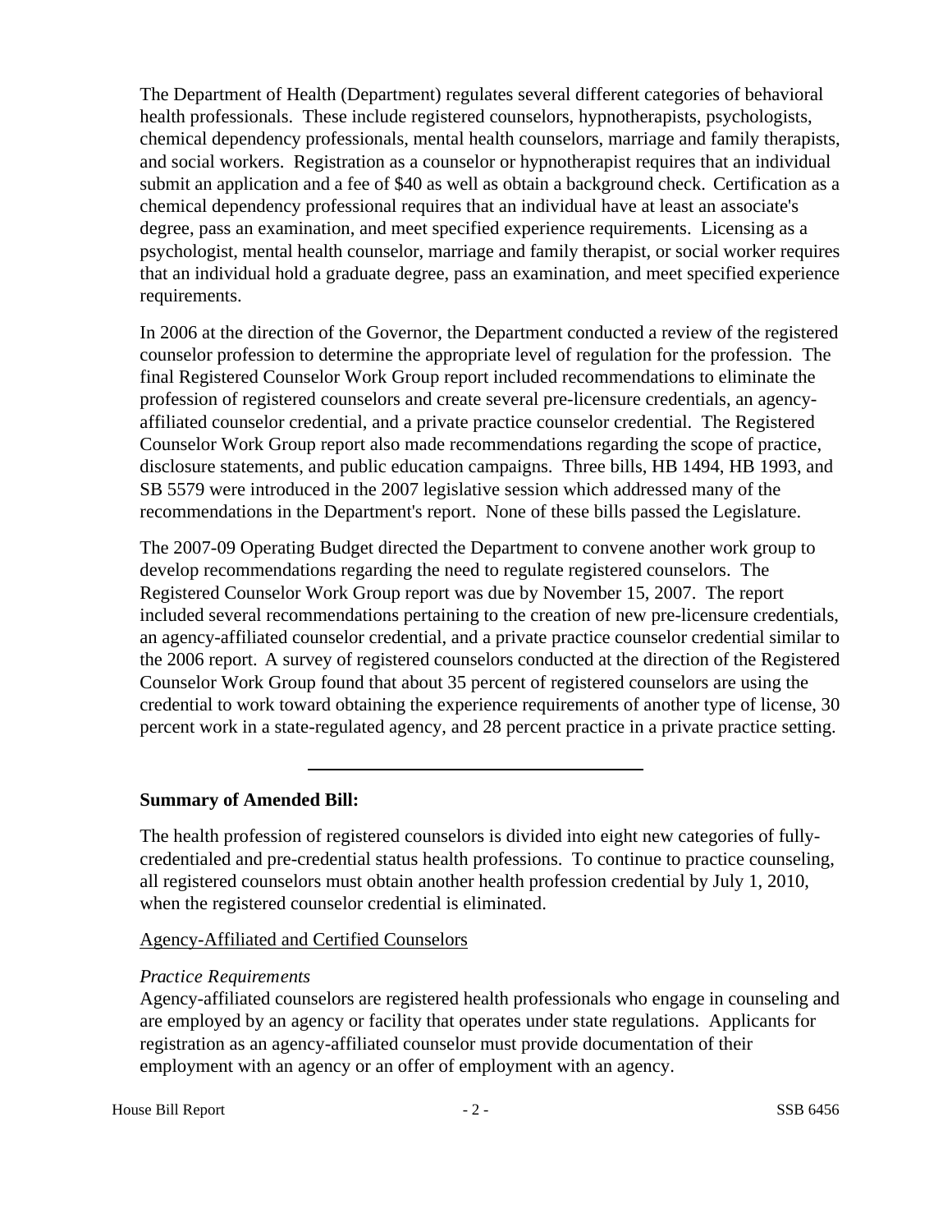The Department of Health (Department) regulates several different categories of behavioral health professionals. These include registered counselors, hypnotherapists, psychologists, chemical dependency professionals, mental health counselors, marriage and family therapists, and social workers. Registration as a counselor or hypnotherapist requires that an individual submit an application and a fee of $40 as well as obtain a background check. Certification as a chemical dependency professional requires that an individual have at least an associate's degree, pass an examination, and meet specified experience requirements. Licensing as a psychologist, mental health counselor, marriage and family therapist, or social worker requires that an individual hold a graduate degree, pass an examination, and meet specified experience requirements.

In 2006 at the direction of the Governor, the Department conducted a review of the registered counselor profession to determine the appropriate level of regulation for the profession. The final Registered Counselor Work Group report included recommendations to eliminate the profession of registered counselors and create several pre-licensure credentials, an agency-affiliated counselor credential, and a private practice counselor credential. The Registered Counselor Work Group report also made recommendations regarding the scope of practice, disclosure statements, and public education campaigns. Three bills, HB 1494, HB 1993, and SB 5579 were introduced in the 2007 legislative session which addressed many of the recommendations in the Department's report. None of these bills passed the Legislature.

The 2007-09 Operating Budget directed the Department to convene another work group to develop recommendations regarding the need to regulate registered counselors. The Registered Counselor Work Group report was due by November 15, 2007. The report included several recommendations pertaining to the creation of new pre-licensure credentials, an agency-affiliated counselor credential, and a private practice counselor credential similar to the 2006 report. A survey of registered counselors conducted at the direction of the Registered Counselor Work Group found that about 35 percent of registered counselors are using the credential to work toward obtaining the experience requirements of another type of license, 30 percent work in a state-regulated agency, and 28 percent practice in a private practice setting.

---

**Summary of Amended Bill:**

The health profession of registered counselors is divided into eight new categories of fully-credentialed and pre-credential status health professions. To continue to practice counseling, all registered counselors must obtain another health profession credential by July 1, 2010, when the registered counselor credential is eliminated.

Agency-Affiliated and Certified Counselors

*Practice Requirements*

Agency-affiliated counselors are registered health professionals who engage in counseling and are employed by an agency or facility that operates under state regulations. Applicants for registration as an agency-affiliated counselor must provide documentation of their employment with an agency or an offer of employment with an agency.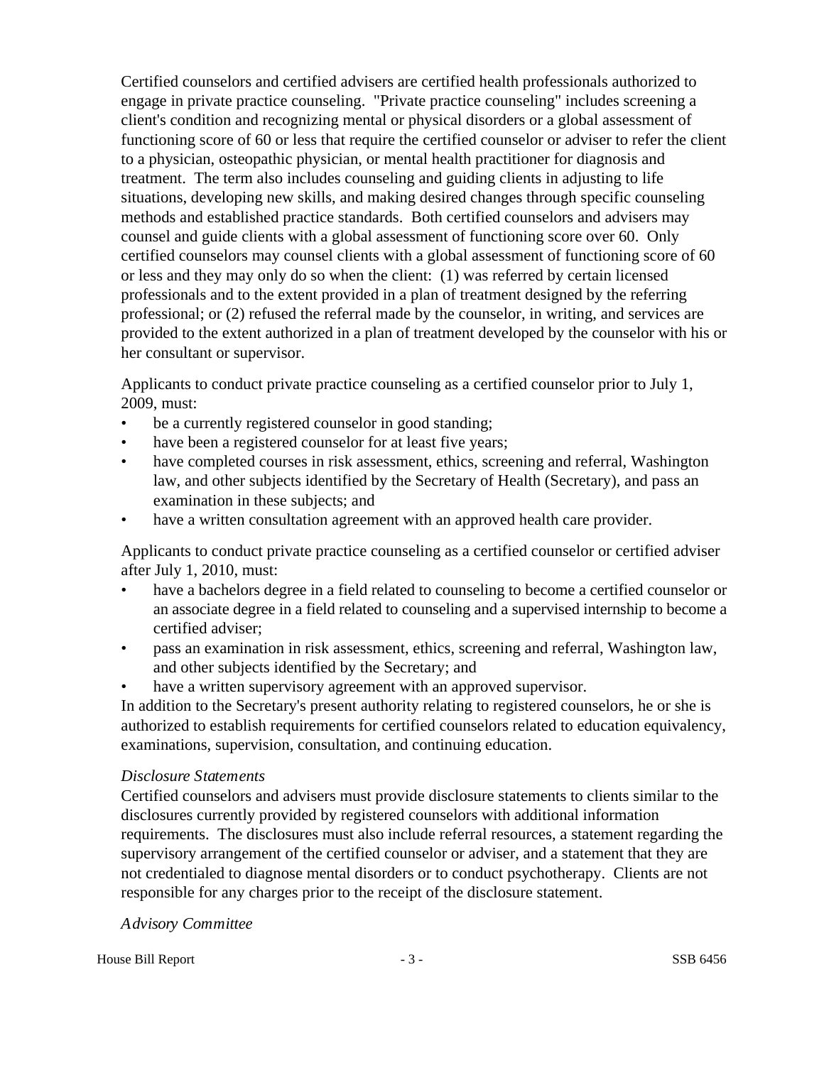Certified counselors and certified advisers are certified health professionals authorized to engage in private practice counseling. "Private practice counseling" includes screening a client's condition and recognizing mental or physical disorders or a global assessment of functioning score of 60 or less that require the certified counselor or adviser to refer the client to a physician, osteopathic physician, or mental health practitioner for diagnosis and treatment. The term also includes counseling and guiding clients in adjusting to life situations, developing new skills, and making desired changes through specific counseling methods and established practice standards. Both certified counselors and advisers may counsel and guide clients with a global assessment of functioning score over 60. Only certified counselors may counsel clients with a global assessment of functioning score of 60 or less and they may only do so when the client: (1) was referred by certain licensed professionals and to the extent provided in a plan of treatment designed by the referring professional; or (2) refused the referral made by the counselor, in writing, and services are provided to the extent authorized in a plan of treatment developed by the counselor with his or her consultant or supervisor.

Applicants to conduct private practice counseling as a certified counselor prior to July 1, 2009, must:

- be a currently registered counselor in good standing;
- have been a registered counselor for at least five years;
- have completed courses in risk assessment, ethics, screening and referral, Washington law, and other subjects identified by the Secretary of Health (Secretary), and pass an examination in these subjects; and
- have a written consultation agreement with an approved health care provider.

Applicants to conduct private practice counseling as a certified counselor or certified adviser after July 1, 2010, must:

- have a bachelors degree in a field related to counseling to become a certified counselor or an associate degree in a field related to counseling and a supervised internship to become a certified adviser;
- pass an examination in risk assessment, ethics, screening and referral, Washington law, and other subjects identified by the Secretary; and
- have a written supervisory agreement with an approved supervisor.

In addition to the Secretary's present authority relating to registered counselors, he or she is authorized to establish requirements for certified counselors related to education equivalency, examinations, supervision, consultation, and continuing education.

*Disclosure Statements*

Certified counselors and advisers must provide disclosure statements to clients similar to the disclosures currently provided by registered counselors with additional information requirements. The disclosures must also include referral resources, a statement regarding the supervisory arrangement of the certified counselor or adviser, and a statement that they are not credentialed to diagnose mental disorders or to conduct psychotherapy. Clients are not responsible for any charges prior to the receipt of the disclosure statement.

*Advisory Committee*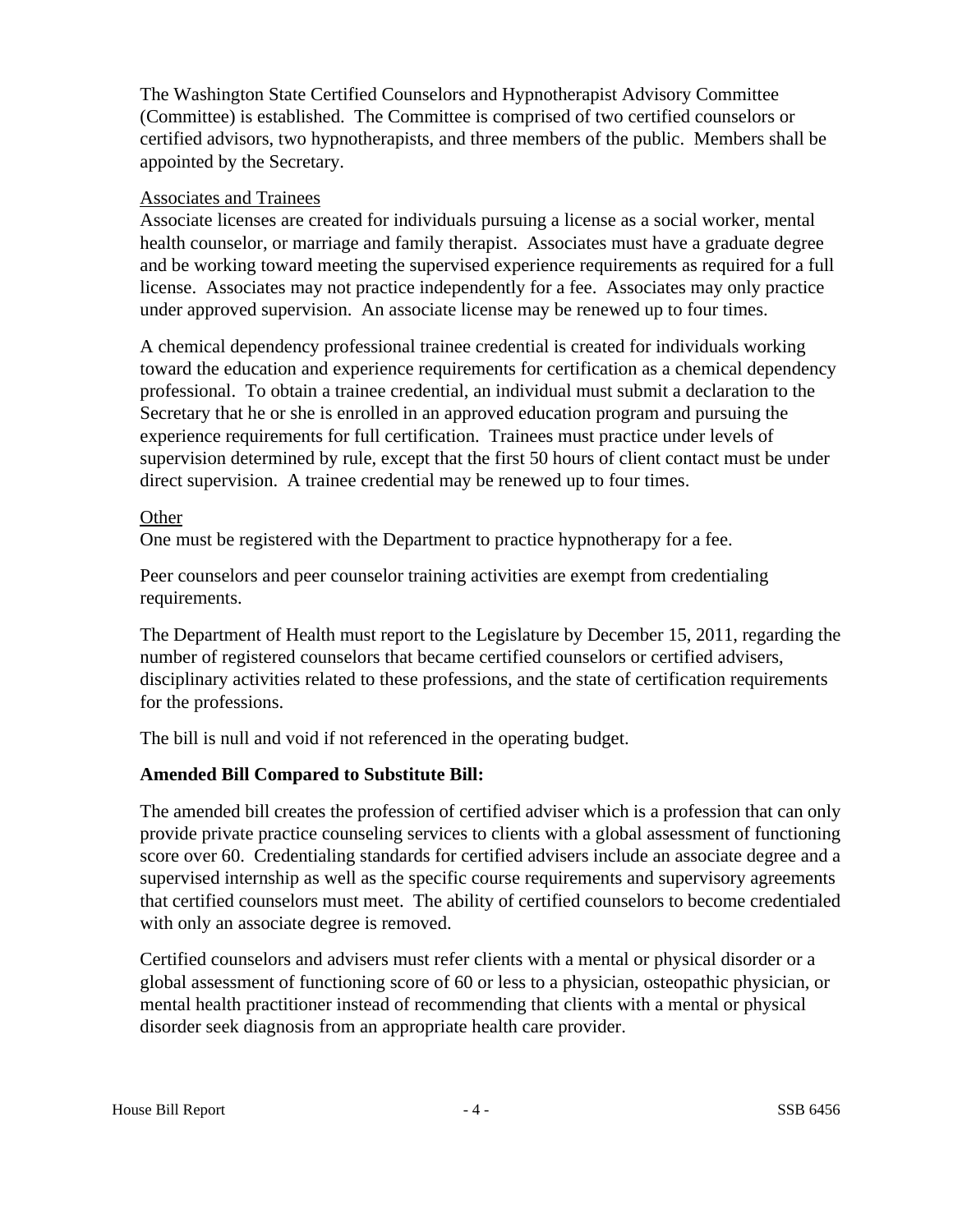The Washington State Certified Counselors and Hypnotherapist Advisory Committee (Committee) is established. The Committee is comprised of two certified counselors or certified advisors, two hypnotherapists, and three members of the public. Members shall be appointed by the Secretary.

Associates and Trainees

Associate licenses are created for individuals pursuing a license as a social worker, mental health counselor, or marriage and family therapist. Associates must have a graduate degree and be working toward meeting the supervised experience requirements as required for a full license. Associates may not practice independently for a fee. Associates may only practice under approved supervision. An associate license may be renewed up to four times.

A chemical dependency professional trainee credential is created for individuals working toward the education and experience requirements for certification as a chemical dependency professional. To obtain a trainee credential, an individual must submit a declaration to the Secretary that he or she is enrolled in an approved education program and pursuing the experience requirements for full certification. Trainees must practice under levels of supervision determined by rule, except that the first 50 hours of client contact must be under direct supervision. A trainee credential may be renewed up to four times.

Other

One must be registered with the Department to practice hypnotherapy for a fee.

Peer counselors and peer counselor training activities are exempt from credentialing requirements.

The Department of Health must report to the Legislature by December 15, 2011, regarding the number of registered counselors that became certified counselors or certified advisers, disciplinary activities related to these professions, and the state of certification requirements for the professions.

The bill is null and void if not referenced in the operating budget.

**Amended Bill Compared to Substitute Bill:**

The amended bill creates the profession of certified adviser which is a profession that can only provide private practice counseling services to clients with a global assessment of functioning score over 60. Credentialing standards for certified advisers include an associate degree and a supervised internship as well as the specific course requirements and supervisory agreements that certified counselors must meet. The ability of certified counselors to become credentialed with only an associate degree is removed.

Certified counselors and advisers must refer clients with a mental or physical disorder or a global assessment of functioning score of 60 or less to a physician, osteopathic physician, or mental health practitioner instead of recommending that clients with a mental or physical disorder seek diagnosis from an appropriate health care provider.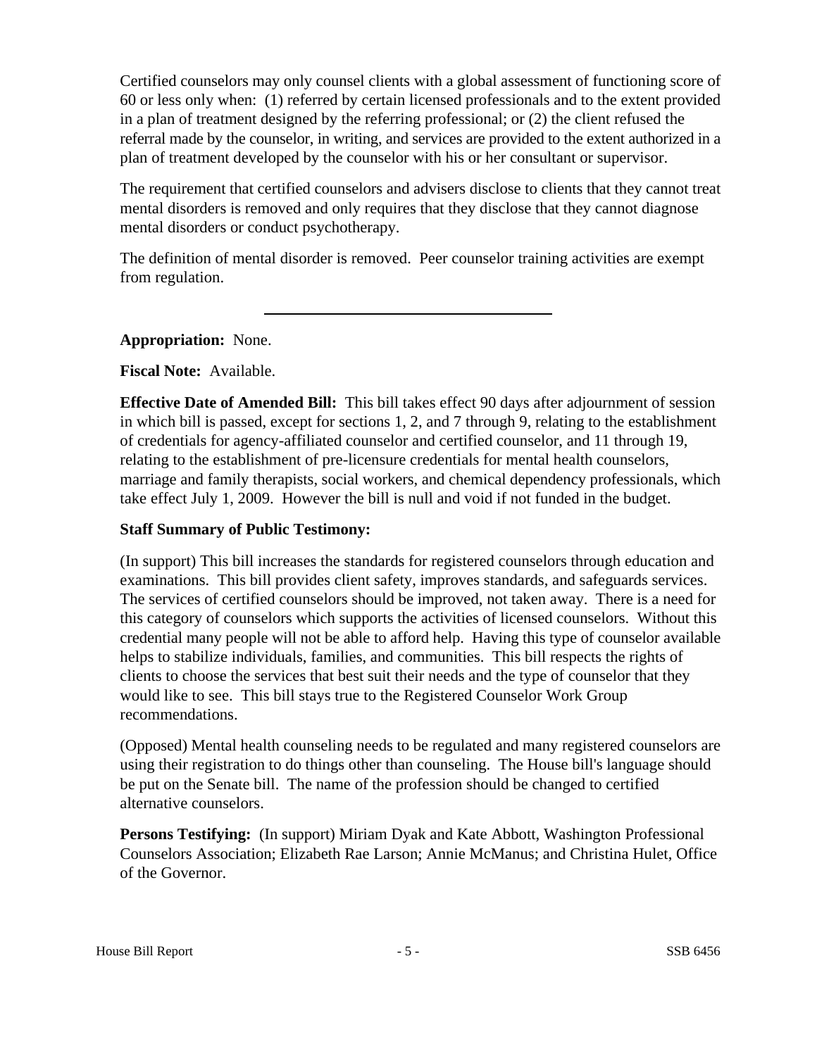Certified counselors may only counsel clients with a global assessment of functioning score of 60 or less only when: (1) referred by certain licensed professionals and to the extent provided in a plan of treatment designed by the referring professional; or (2) the client refused the referral made by the counselor, in writing, and services are provided to the extent authorized in a plan of treatment developed by the counselor with his or her consultant or supervisor.

The requirement that certified counselors and advisers disclose to clients that they cannot treat mental disorders is removed and only requires that they disclose that they cannot diagnose mental disorders or conduct psychotherapy.

The definition of mental disorder is removed. Peer counselor training activities are exempt from regulation.

---

**Appropriation:** None.

**Fiscal Note:** Available.

**Effective Date of Amended Bill:** This bill takes effect 90 days after adjournment of session in which bill is passed, except for sections 1, 2, and 7 through 9, relating to the establishment of credentials for agency-affiliated counselor and certified counselor, and 11 through 19, relating to the establishment of pre-licensure credentials for mental health counselors, marriage and family therapists, social workers, and chemical dependency professionals, which take effect July 1, 2009. However the bill is null and void if not funded in the budget.

**Staff Summary of Public Testimony:**

(In support) This bill increases the standards for registered counselors through education and examinations. This bill provides client safety, improves standards, and safeguards services. The services of certified counselors should be improved, not taken away. There is a need for this category of counselors which supports the activities of licensed counselors. Without this credential many people will not be able to afford help. Having this type of counselor available helps to stabilize individuals, families, and communities. This bill respects the rights of clients to choose the services that best suit their needs and the type of counselor that they would like to see. This bill stays true to the Registered Counselor Work Group recommendations.

(Opposed) Mental health counseling needs to be regulated and many registered counselors are using their registration to do things other than counseling. The House bill's language should be put on the Senate bill. The name of the profession should be changed to certified alternative counselors.

**Persons Testifying:** (In support) Miriam Dyak and Kate Abbott, Washington Professional Counselors Association; Elizabeth Rae Larson; Annie McManus; and Christina Hulet, Office of the Governor.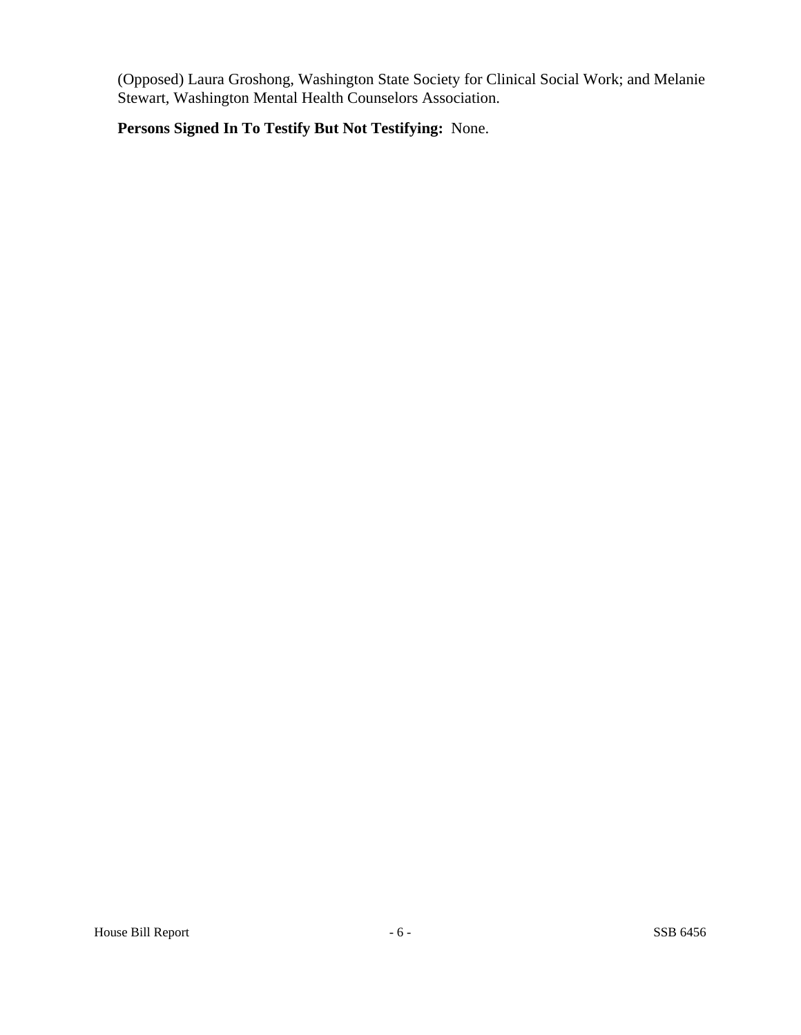(Opposed) Laura Groshong, Washington State Society for Clinical Social Work; and Melanie Stewart, Washington Mental Health Counselors Association.

**Persons Signed In To Testify But Not Testifying:** None.